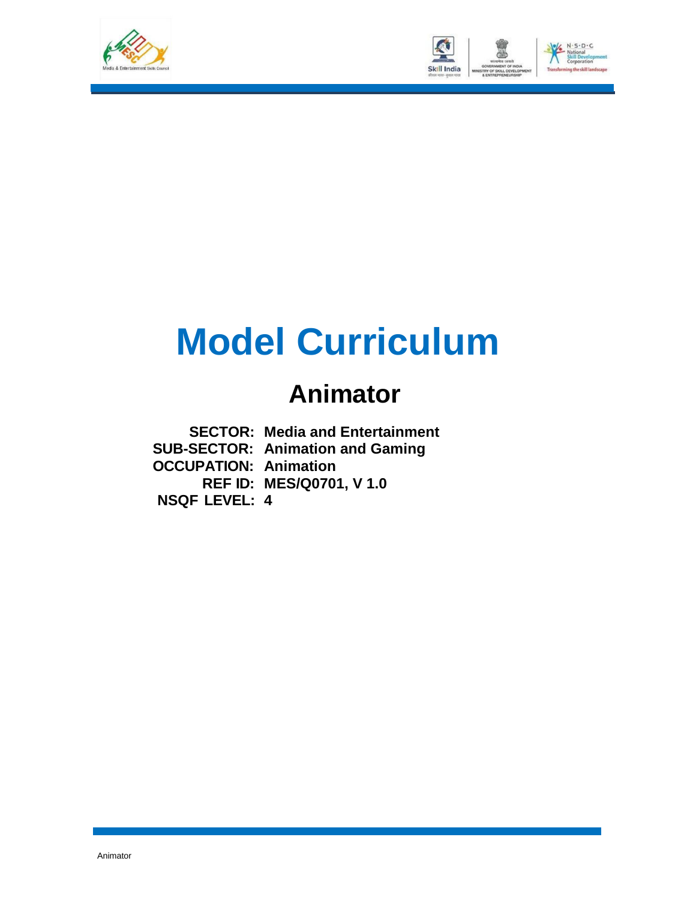# Model Curriculum

## Animator

**SECTOR:** **Media and Entertainment**
**SUB-SECTOR:** **Animation and Gaming**
**OCCUPATION:** **Animation**
**REF ID:** **MES/Q0701, V 1.0**
**NSQF LEVEL:** **4**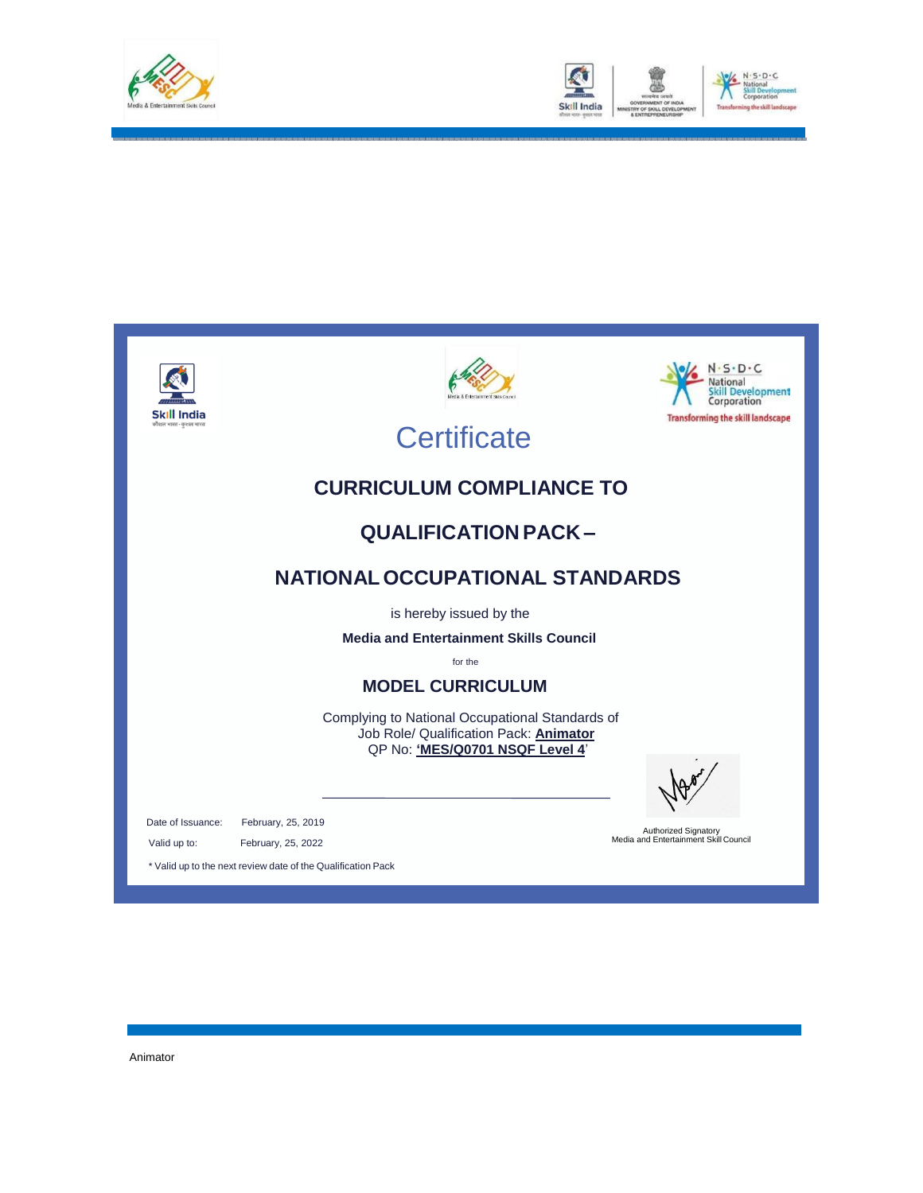# Certificate

## CURRICULUM COMPLIANCE TO

## QUALIFICATION PACK –

## NATIONAL OCCUPATIONAL STANDARDS

is hereby issued by the

**Media and Entertainment Skills Council**

for the

**MODEL CURRICULUM**

Complying to National Occupational Standards of
Job Role/ Qualification Pack: **Animator**
QP No: **'MES/Q0701 NSQF Level 4'**

Date of Issuance: February, 25, 2019

Valid up to: February, 25, 2022

\* Valid up to the next review date of the Qualification Pack

Authorized Signatory
Media and Entertainment Skill Council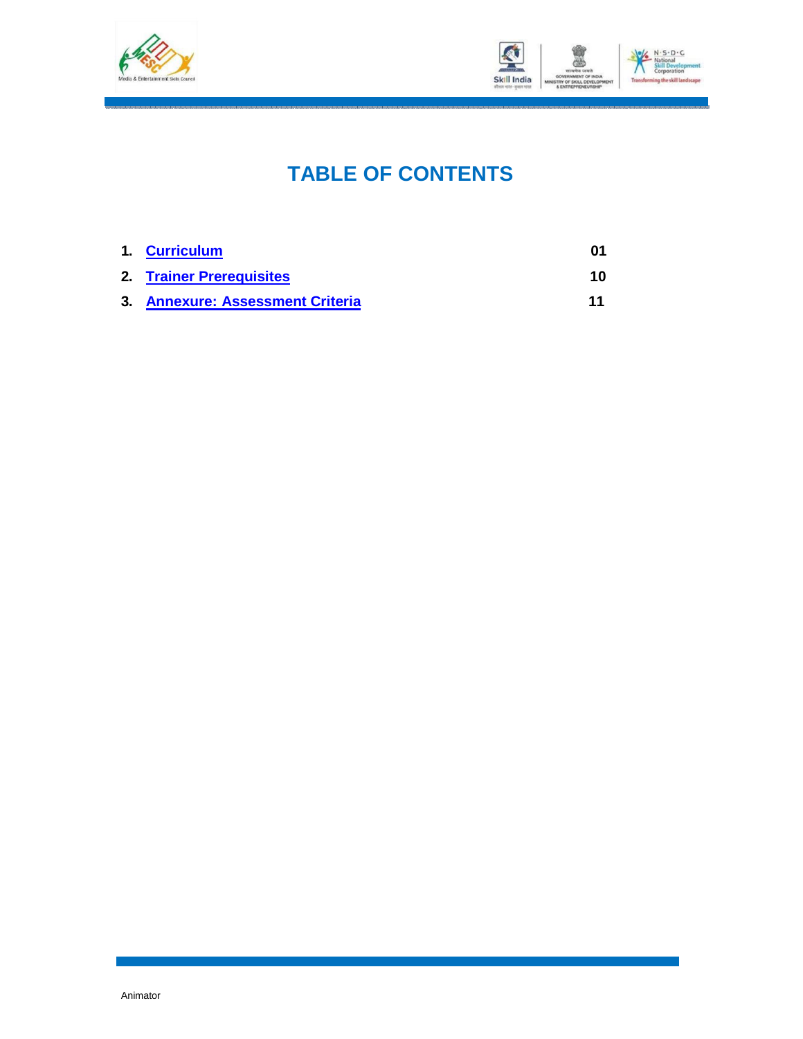# TABLE OF CONTENTS

| | | |
|---|---|---|
| 1. | Curriculum | 01 |
| 2. | Trainer Prerequisites | 10 |
| 3. | Annexure: Assessment Criteria | 11 |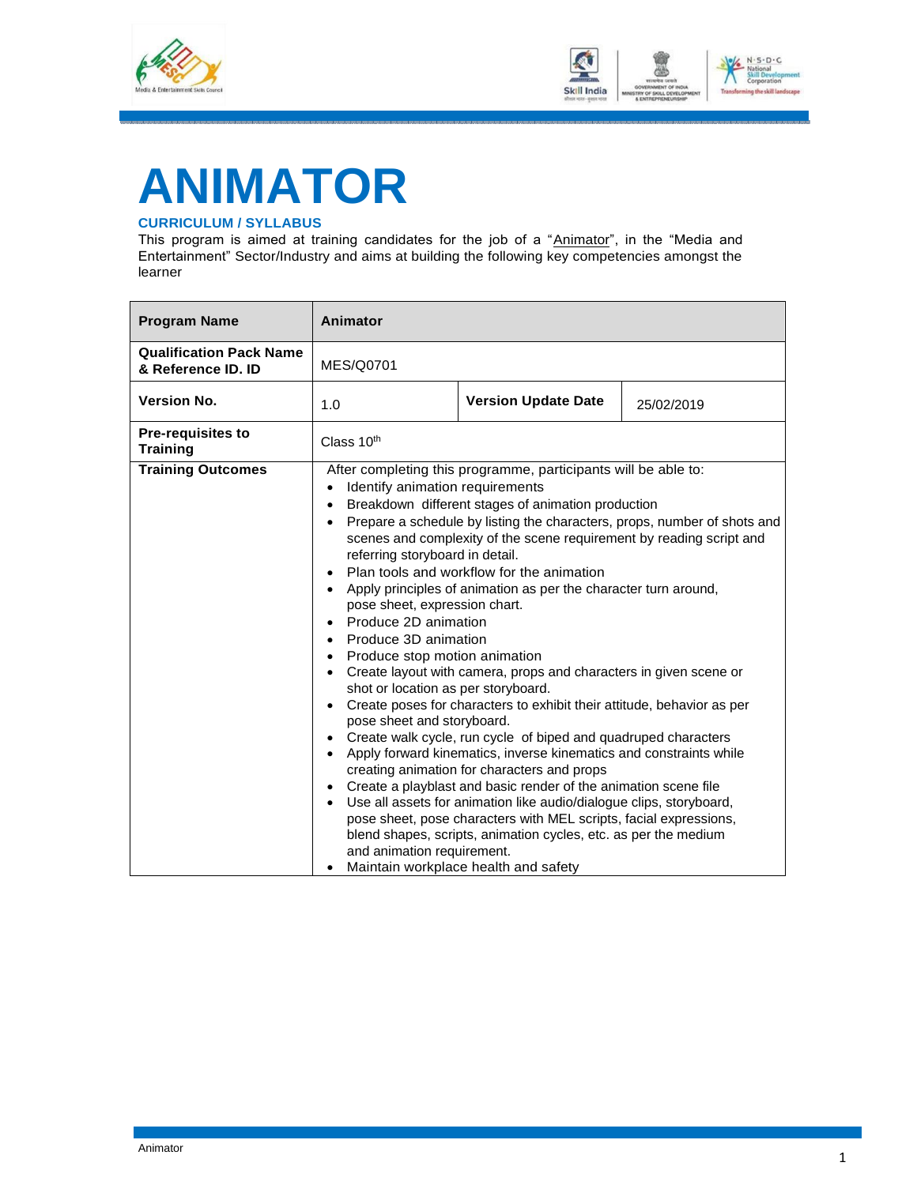# ANIMATOR

### CURRICULUM / SYLLABUS

This program is aimed at training candidates for the job of a "Animator", in the "Media and Entertainment" Sector/Industry and aims at building the following key competencies amongst the learner

| | | | |
|---|---|---|---|
| **Program Name** | **Animator** | | |
| **Qualification Pack Name & Reference ID. ID** | MES/Q0701 | | |
| **Version No.** | 1.0 | **Version Update Date** | 25/02/2019 |
| **Pre-requisites to Training** | Class 10th | | |
| **Training Outcomes** | After completing this programme, participants will be able to:<br>• Identify animation requirements<br>• Breakdown different stages of animation production<br>• Prepare a schedule by listing the characters, props, number of shots and scenes and complexity of the scene requirement by reading script and referring storyboard in detail.<br>• Plan tools and workflow for the animation<br>• Apply principles of animation as per the character turn around, pose sheet, expression chart.<br>• Produce 2D animation<br>• Produce 3D animation<br>• Produce stop motion animation<br>• Create layout with camera, props and characters in given scene or shot or location as per storyboard.<br>• Create poses for characters to exhibit their attitude, behavior as per pose sheet and storyboard.<br>• Create walk cycle, run cycle of biped and quadruped characters<br>• Apply forward kinematics, inverse kinematics and constraints while creating animation for characters and props<br>• Create a playblast and basic render of the animation scene file<br>• Use all assets for animation like audio/dialogue clips, storyboard, pose sheet, pose characters with MEL scripts, facial expressions, blend shapes, scripts, animation cycles, etc. as per the medium and animation requirement.<br>• Maintain workplace health and safety | | |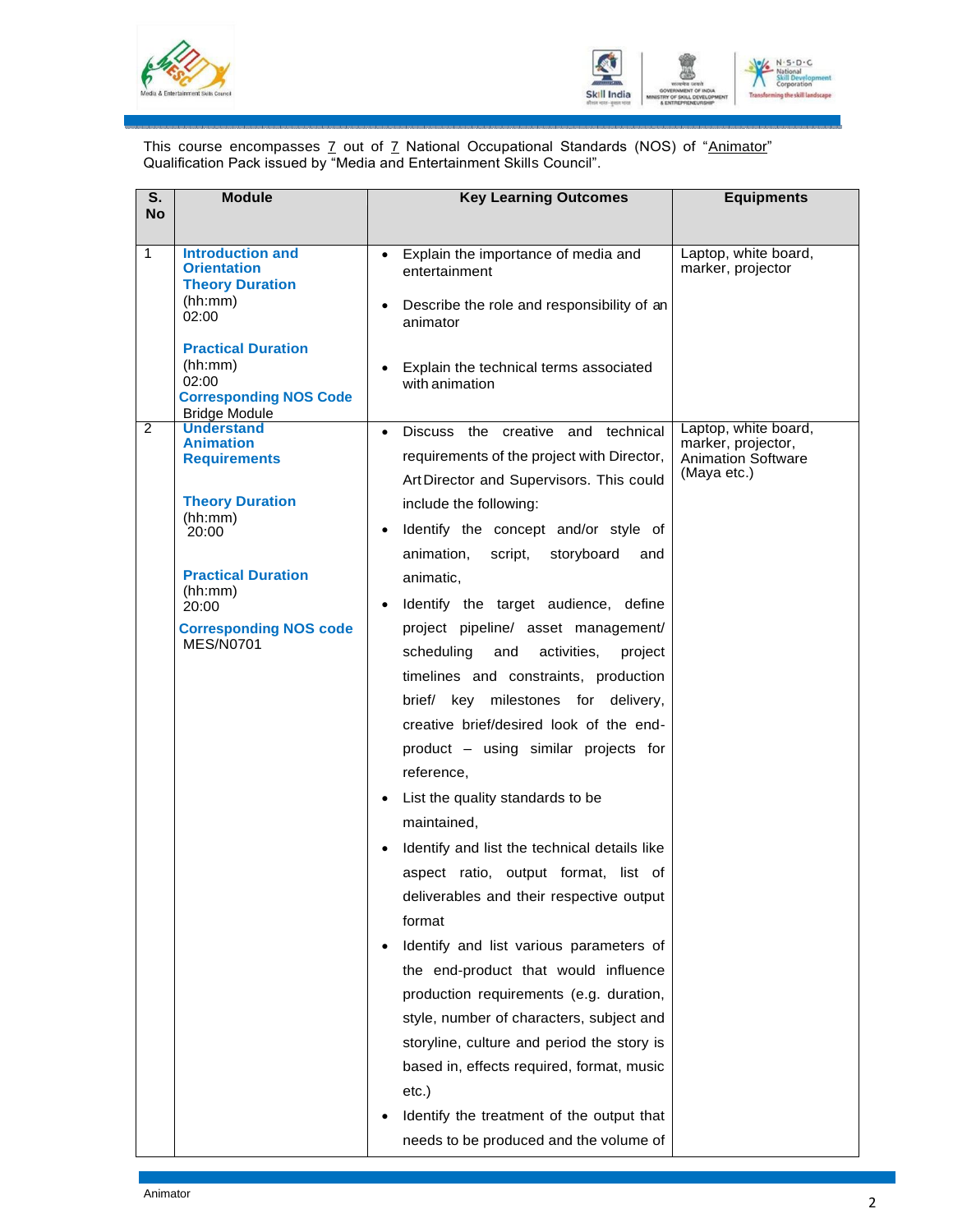This course encompasses 7 out of 7 National Occupational Standards (NOS) of "Animator" Qualification Pack issued by "Media and Entertainment Skills Council".

| S. No | Module | Key Learning Outcomes | Equipments |
|---|---|---|---|
| 1 | **Introduction and Orientation**<br>**Theory Duration** (hh:mm) 02:00<br><br>**Practical Duration** (hh:mm) 02:00<br>**Corresponding NOS Code** Bridge Module | • Explain the importance of media and entertainment<br>• Describe the role and responsibility of an animator<br>• Explain the technical terms associated with animation | Laptop, white board, marker, projector |
| 2 | **Understand Animation Requirements**<br><br>**Theory Duration** (hh:mm) 20:00<br><br>**Practical Duration** (hh:mm) 20:00<br>**Corresponding NOS code** MES/N0701 | • Discuss the creative and technical requirements of the project with Director, Art Director and Supervisors. This could include the following:<br>• Identify the concept and/or style of animation, script, storyboard and animatic,<br>• Identify the target audience, define project pipeline/ asset management/ scheduling and activities, project timelines and constraints, production brief/ key milestones for delivery, creative brief/desired look of the end-product – using similar projects for reference,<br>• List the quality standards to be maintained,<br>• Identify and list the technical details like aspect ratio, output format, list of deliverables and their respective output format<br>• Identify and list various parameters of the end-product that would influence production requirements (e.g. duration, style, number of characters, subject and storyline, culture and period the story is based in, effects required, format, music etc.)<br>• Identify the treatment of the output that needs to be produced and the volume of | Laptop, white board, marker, projector, Animation Software (Maya etc.) |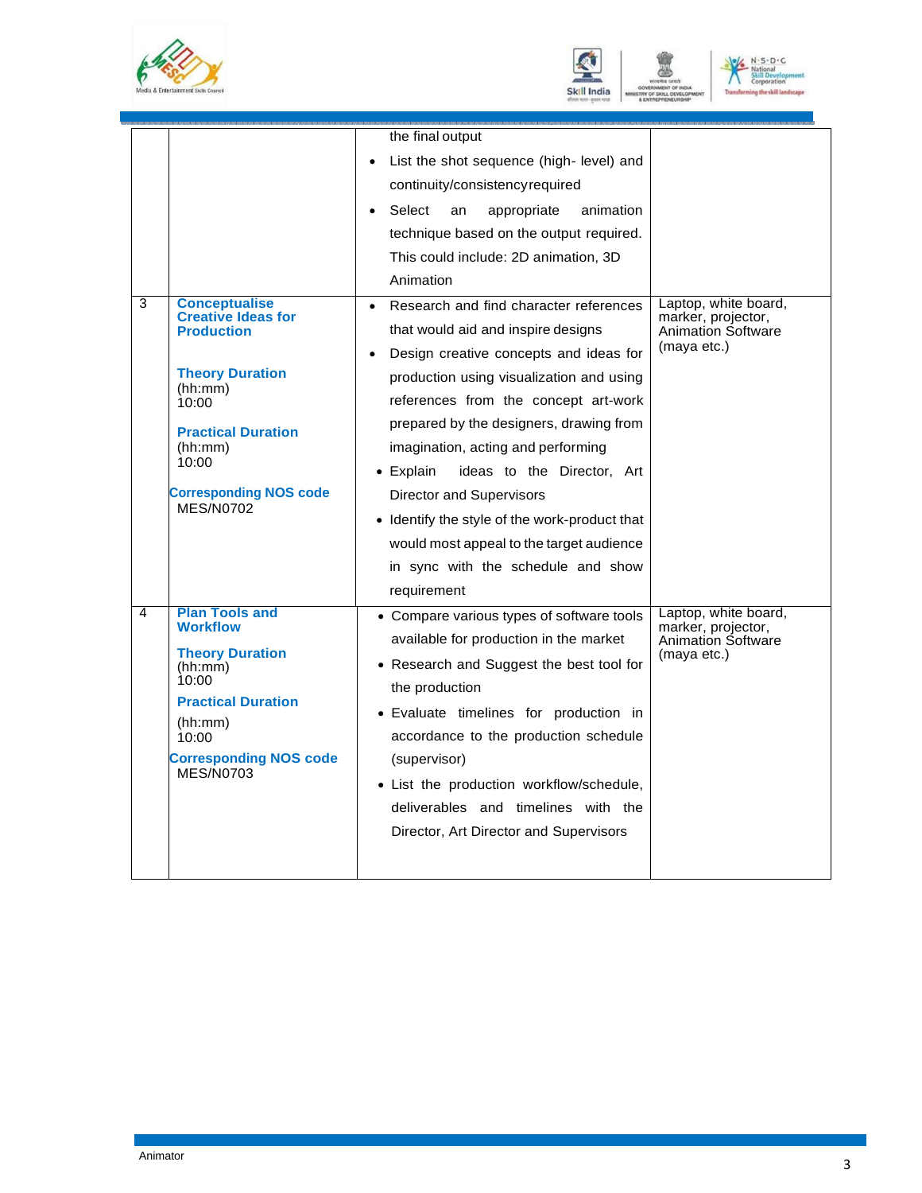| | | | |
|---|---|---|---|
| | | the final output<br>• List the shot sequence (high- level) and continuity/consistencyrequired<br>• Select an appropriate animation technique based on the output required. This could include: 2D animation, 3D Animation | |
| 3 | **Conceptualise Creative Ideas for Production**<br><br>**Theory Duration** (hh:mm) 10:00<br><br>**Practical Duration** (hh:mm) 10:00<br><br>**Corresponding NOS code** MES/N0702 | • Research and find character references that would aid and inspire designs<br>• Design creative concepts and ideas for production using visualization and using references from the concept art-work prepared by the designers, drawing from imagination, acting and performing<br>• Explain ideas to the Director, Art Director and Supervisors<br>• Identify the style of the work-product that would most appeal to the target audience in sync with the schedule and show requirement | Laptop, white board, marker, projector, Animation Software (maya etc.) |
| 4 | **Plan Tools and Workflow**<br><br>**Theory Duration** (hh:mm) 10:00<br><br>**Practical Duration** (hh:mm) 10:00<br><br>**Corresponding NOS code** MES/N0703 | • Compare various types of software tools available for production in the market<br>• Research and Suggest the best tool for the production<br>• Evaluate timelines for production in accordance to the production schedule (supervisor)<br>• List the production workflow/schedule, deliverables and timelines with the Director, Art Director and Supervisors | Laptop, white board, marker, projector, Animation Software (maya etc.) |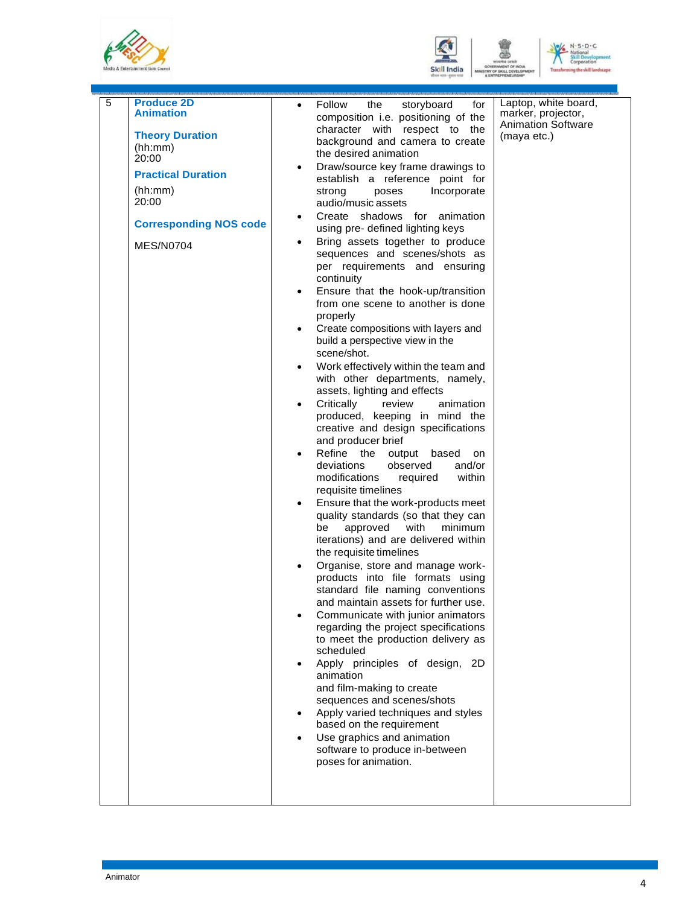| | | | |
|---|---|---|---|
| 5 | **Produce 2D Animation**<br><br>**Theory Duration**<br>(hh:mm)<br>20:00<br><br>**Practical Duration**<br>(hh:mm)<br>20:00<br><br>**Corresponding NOS code**<br><br>MES/N0704 | • Follow the storyboard for composition i.e. positioning of the character with respect to the background and camera to create the desired animation<br>• Draw/source key frame drawings to establish a reference point for strong poses Incorporate audio/music assets<br>• Create shadows for animation using pre- defined lighting keys<br>• Bring assets together to produce sequences and scenes/shots as per requirements and ensuring continuity<br>• Ensure that the hook-up/transition from one scene to another is done properly<br>• Create compositions with layers and build a perspective view in the scene/shot.<br>• Work effectively within the team and with other departments, namely, assets, lighting and effects<br>• Critically review animation produced, keeping in mind the creative and design specifications and producer brief<br>• Refine the output based on deviations observed and/or modifications required within requisite timelines<br>• Ensure that the work-products meet quality standards (so that they can be approved with minimum iterations) and are delivered within the requisite timelines<br>• Organise, store and manage work-products into file formats using standard file naming conventions and maintain assets for further use.<br>• Communicate with junior animators regarding the project specifications to meet the production delivery as scheduled<br>• Apply principles of design, 2D animation and film-making to create sequences and scenes/shots<br>• Apply varied techniques and styles based on the requirement<br>• Use graphics and animation software to produce in-between poses for animation. | Laptop, white board, marker, projector, Animation Software (maya etc.) |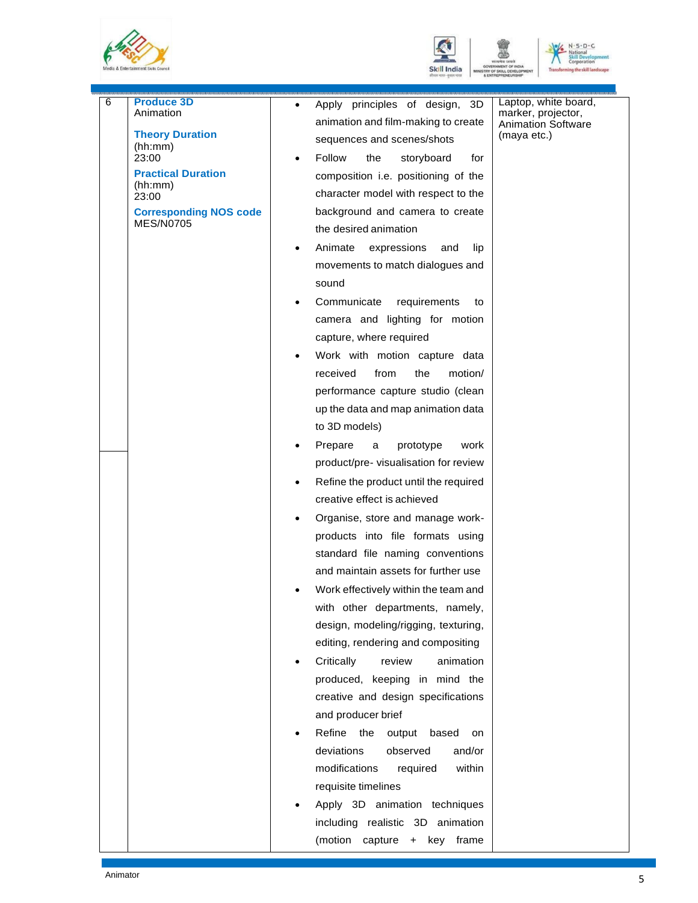| | | | |
|---|---|---|---|
| 6 | **Produce 3D** Animation<br><br>**Theory Duration** (hh:mm)<br>23:00<br><br>**Practical Duration** (hh:mm)<br>23:00<br><br>**Corresponding NOS code**<br>MES/N0705 | • Apply principles of design, 3D animation and film-making to create sequences and scenes/shots<br>• Follow the storyboard for composition i.e. positioning of the character model with respect to the background and camera to create the desired animation<br>• Animate expressions and lip movements to match dialogues and sound<br>• Communicate requirements to camera and lighting for motion capture, where required<br>• Work with motion capture data received from the motion/ performance capture studio (clean up the data and map animation data to 3D models)<br>• Prepare a prototype work product/pre- visualisation for review<br>• Refine the product until the required creative effect is achieved<br>• Organise, store and manage work-products into file formats using standard file naming conventions and maintain assets for further use<br>• Work effectively within the team and with other departments, namely, design, modeling/rigging, texturing, editing, rendering and compositing<br>• Critically review animation produced, keeping in mind the creative and design specifications and producer brief<br>• Refine the output based on deviations observed and/or modifications required within requisite timelines<br>• Apply 3D animation techniques including realistic 3D animation (motion capture + key frame | Laptop, white board, marker, projector, Animation Software (maya etc.) |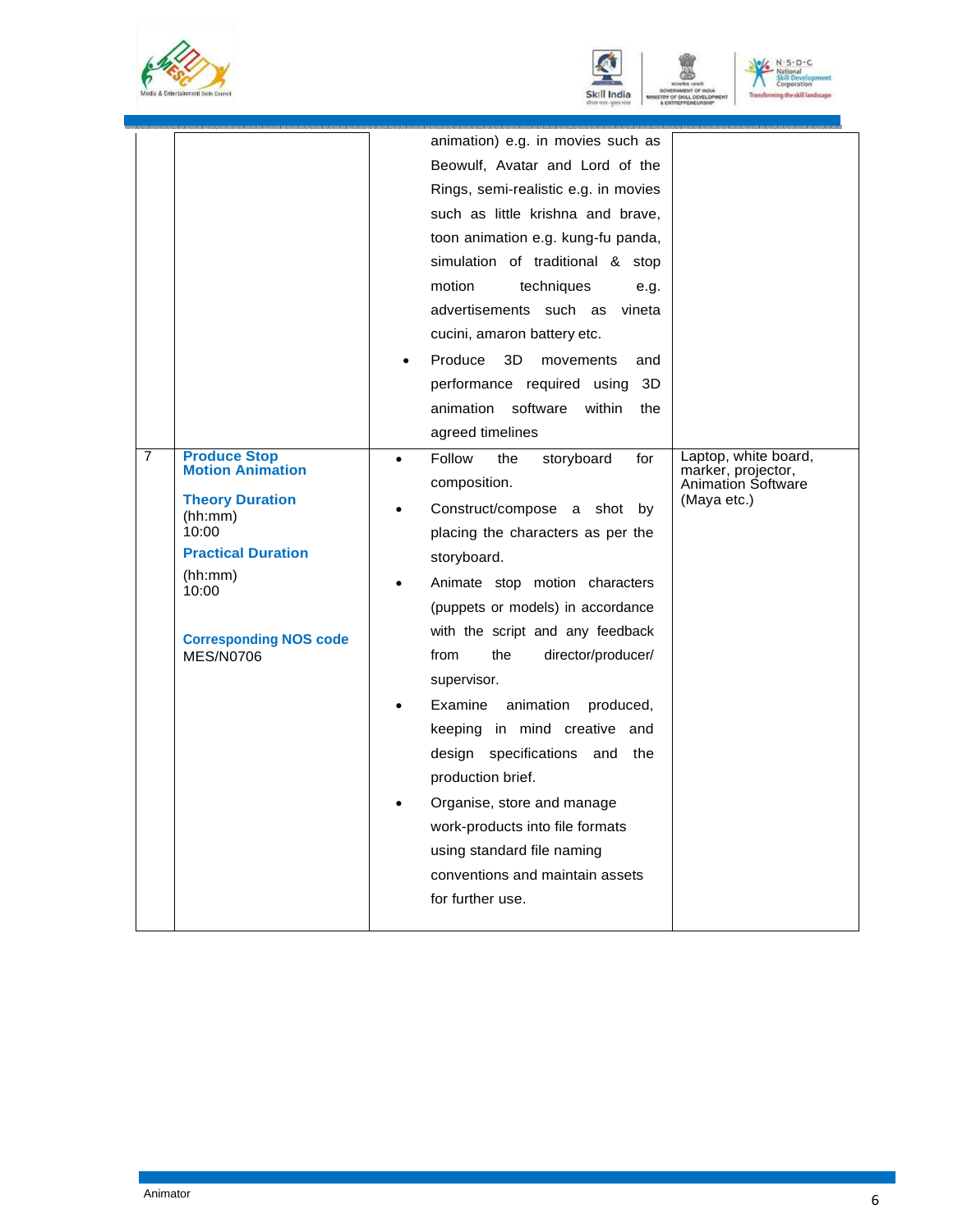| | | | |
|---|---|---|---|
| | | animation) e.g. in movies such as Beowulf, Avatar and Lord of the Rings, semi-realistic e.g. in movies such as little krishna and brave, toon animation e.g. kung-fu panda, simulation of traditional & stop motion techniques e.g. advertisements such as vineta cucini, amaron battery etc.<br>• Produce 3D movements and performance required using 3D animation software within the agreed timelines | |
| 7 | **Produce Stop Motion Animation**<br><br>**Theory Duration** (hh:mm)<br>10:00<br><br>**Practical Duration** (hh:mm)<br>10:00<br><br>**Corresponding NOS code**<br>MES/N0706 | • Follow the storyboard for composition.<br>• Construct/compose a shot by placing the characters as per the storyboard.<br>• Animate stop motion characters (puppets or models) in accordance with the script and any feedback from the director/producer/ supervisor.<br>• Examine animation produced, keeping in mind creative and design specifications and the production brief.<br>• Organise, store and manage work-products into file formats using standard file naming conventions and maintain assets for further use. | Laptop, white board, marker, projector, Animation Software (Maya etc.) |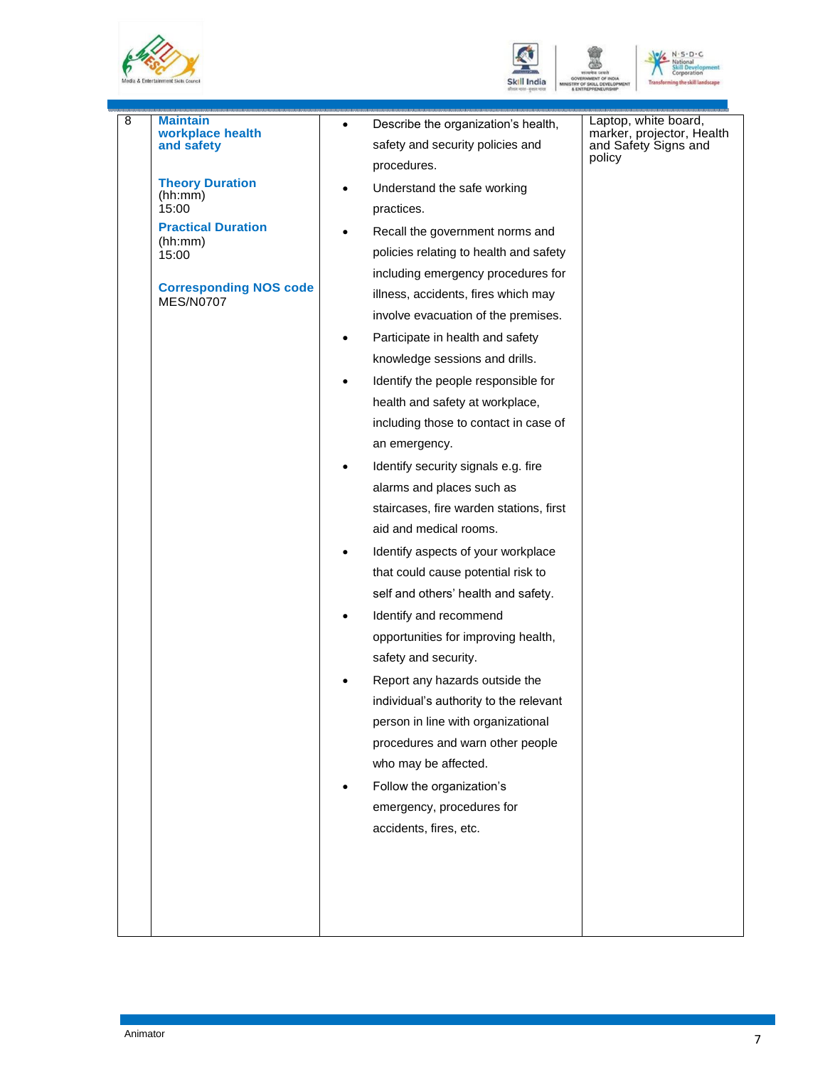| | | | |
|---|---|---|---|
| 8 | **Maintain workplace health and safety**<br><br>**Theory Duration** (hh:mm)<br>15:00<br><br>**Practical Duration** (hh:mm)<br>15:00<br><br>**Corresponding NOS code**<br>MES/N0707 | • Describe the organization's health, safety and security policies and procedures.<br>• Understand the safe working practices.<br>• Recall the government norms and policies relating to health and safety including emergency procedures for illness, accidents, fires which may involve evacuation of the premises.<br>• Participate in health and safety knowledge sessions and drills.<br>• Identify the people responsible for health and safety at workplace, including those to contact in case of an emergency.<br>• Identify security signals e.g. fire alarms and places such as staircases, fire warden stations, first aid and medical rooms.<br>• Identify aspects of your workplace that could cause potential risk to self and others' health and safety.<br>• Identify and recommend opportunities for improving health, safety and security.<br>• Report any hazards outside the individual's authority to the relevant person in line with organizational procedures and warn other people who may be affected.<br>• Follow the organization's emergency, procedures for accidents, fires, etc. | Laptop, white board, marker, projector, Health and Safety Signs and policy |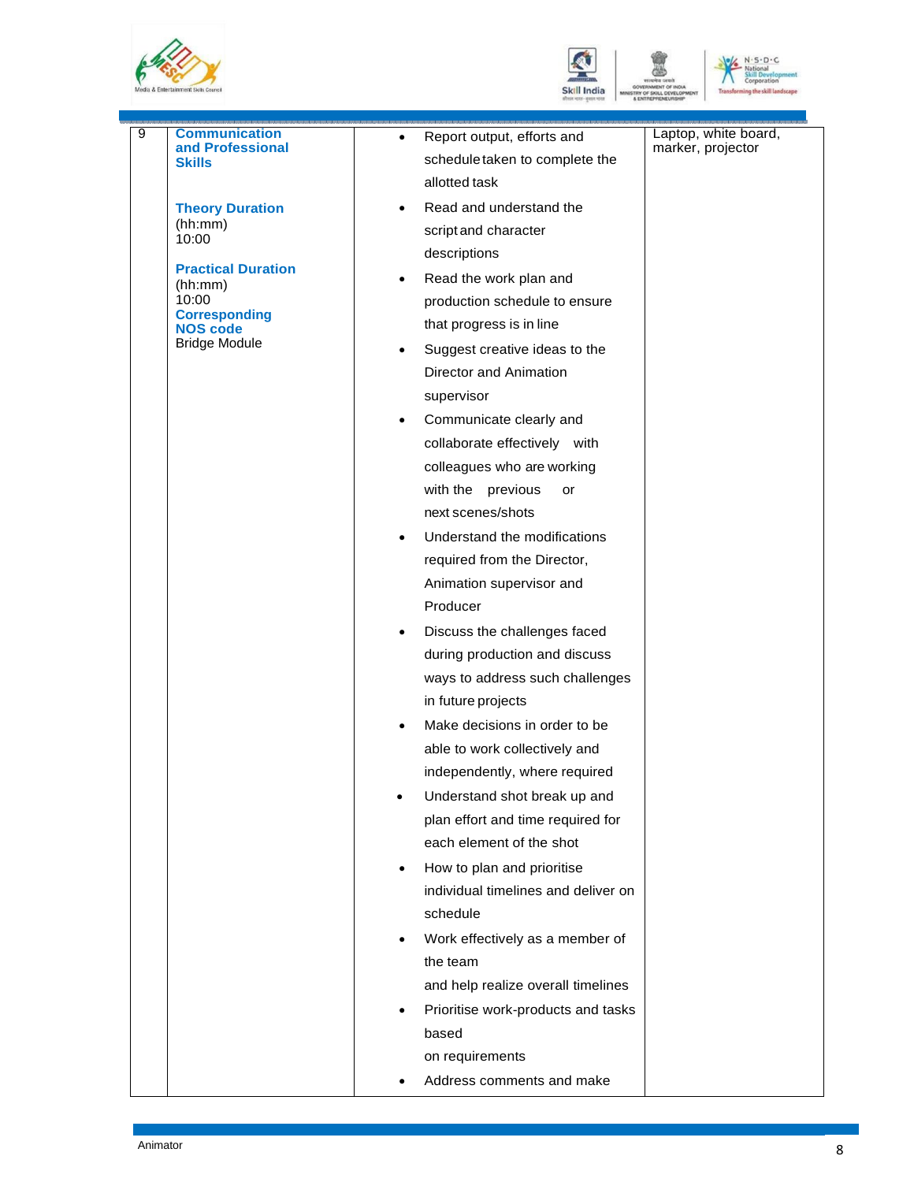| | | | |
|---|---|---|---|
| 9 | **Communication and Professional Skills**<br><br>**Theory Duration** (hh:mm) 10:00<br><br>**Practical Duration** (hh:mm) 10:00<br>**Corresponding NOS code**<br>Bridge Module | • Report output, efforts and schedule taken to complete the allotted task<br>• Read and understand the script and character descriptions<br>• Read the work plan and production schedule to ensure that progress is in line<br>• Suggest creative ideas to the Director and Animation supervisor<br>• Communicate clearly and collaborate effectively with colleagues who are working with the previous or next scenes/shots<br>• Understand the modifications required from the Director, Animation supervisor and Producer<br>• Discuss the challenges faced during production and discuss ways to address such challenges in future projects<br>• Make decisions in order to be able to work collectively and independently, where required<br>• Understand shot break up and plan effort and time required for each element of the shot<br>• How to plan and prioritise individual timelines and deliver on schedule<br>• Work effectively as a member of the team and help realize overall timelines<br>• Prioritise work-products and tasks based on requirements<br>• Address comments and make | Laptop, white board, marker, projector |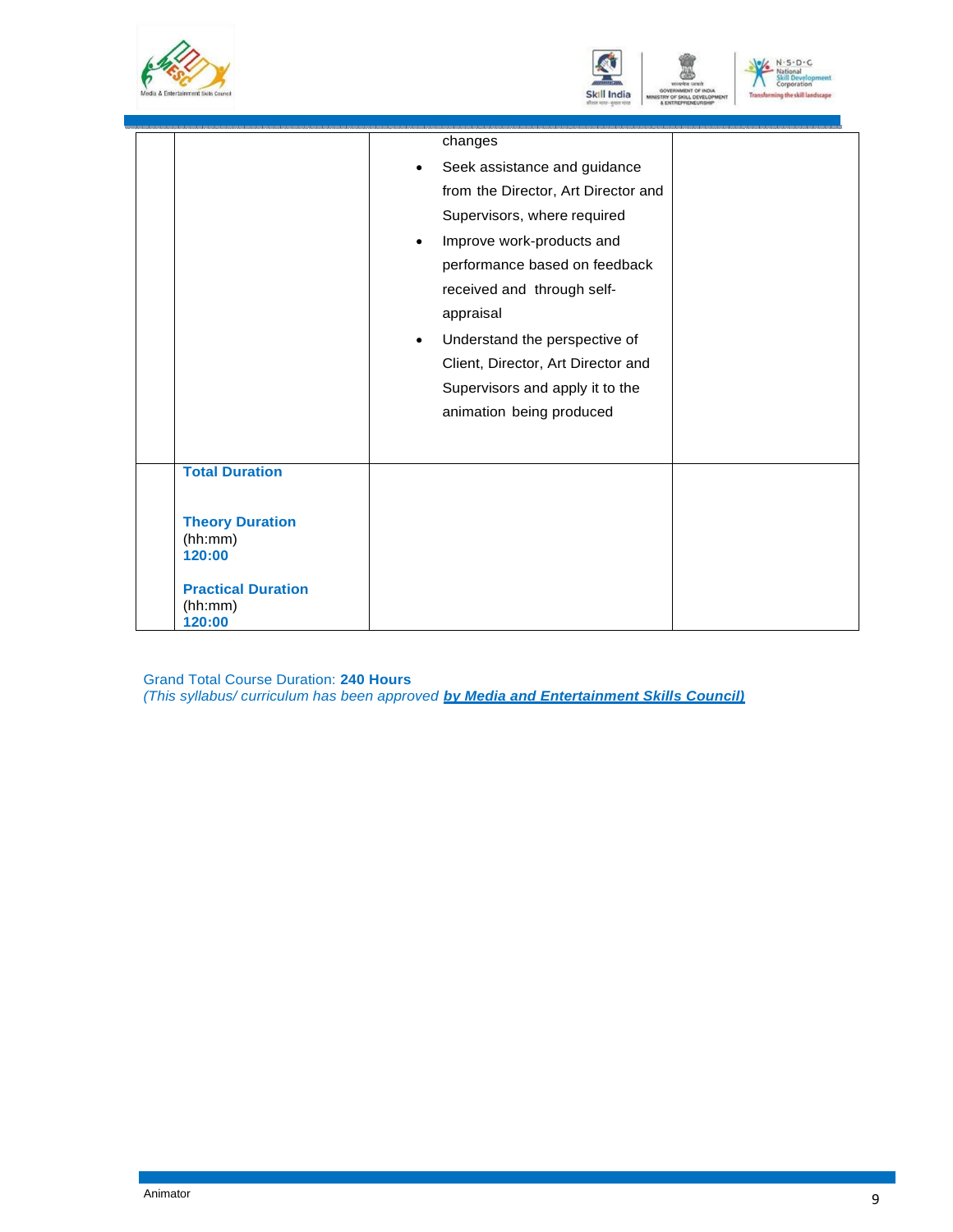| | | | |
|---|---|---|---|
| | | changes<br>• Seek assistance and guidance from the Director, Art Director and Supervisors, where required<br>• Improve work-products and performance based on feedback received and through self-appraisal<br>• Understand the perspective of Client, Director, Art Director and Supervisors and apply it to the animation being produced | |
| | **Total Duration**<br><br>**Theory Duration** (hh:mm) **120:00**<br><br>**Practical Duration** (hh:mm) **120:00** | | |

Grand Total Course Duration: **240 Hours**
*(This syllabus/ curriculum has been approved* ***by Media and Entertainment Skills Council)***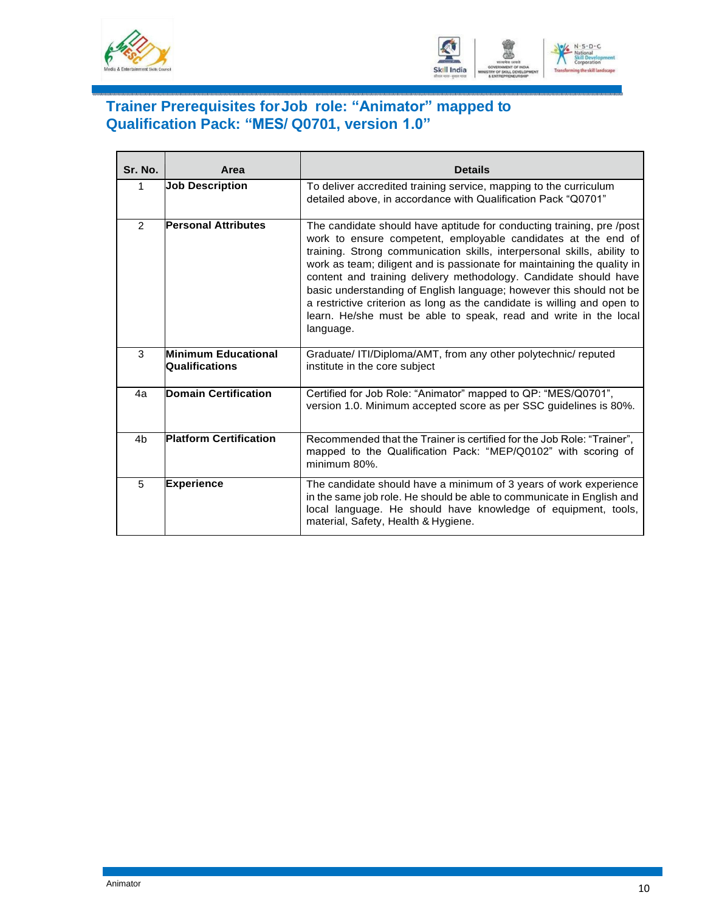## Trainer Prerequisites for Job role: "Animator" mapped to Qualification Pack: "MES/ Q0701, version 1.0"

| Sr. No. | Area | Details |
|---|---|---|
| 1 | **Job Description** | To deliver accredited training service, mapping to the curriculum detailed above, in accordance with Qualification Pack "Q0701" |
| 2 | **Personal Attributes** | The candidate should have aptitude for conducting training, pre /post work to ensure competent, employable candidates at the end of training. Strong communication skills, interpersonal skills, ability to work as team; diligent and is passionate for maintaining the quality in content and training delivery methodology. Candidate should have basic understanding of English language; however this should not be a restrictive criterion as long as the candidate is willing and open to learn. He/she must be able to speak, read and write in the local language. |
| 3 | **Minimum Educational Qualifications** | Graduate/ ITI/Diploma/AMT, from any other polytechnic/ reputed institute in the core subject |
| 4a | **Domain Certification** | Certified for Job Role: "Animator" mapped to QP: "MES/Q0701", version 1.0. Minimum accepted score as per SSC guidelines is 80%. |
| 4b | **Platform Certification** | Recommended that the Trainer is certified for the Job Role: "Trainer", mapped to the Qualification Pack: "MEP/Q0102" with scoring of minimum 80%. |
| 5 | **Experience** | The candidate should have a minimum of 3 years of work experience in the same job role. He should be able to communicate in English and local language. He should have knowledge of equipment, tools, material, Safety, Health & Hygiene. |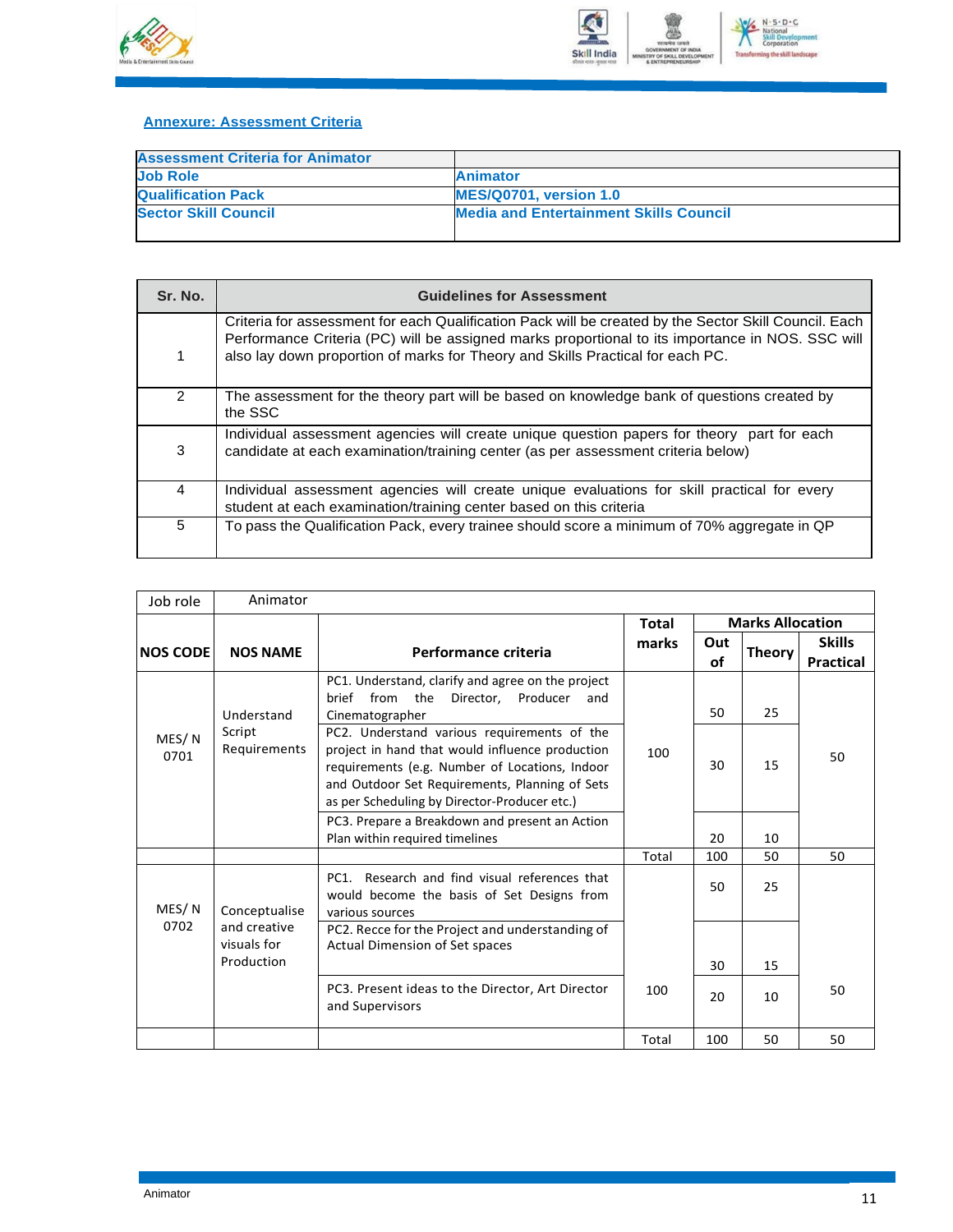## Annexure: Assessment Criteria

| Assessment Criteria for Animator | |
|---|---|
| Job Role | Animator |
| Qualification Pack | MES/Q0701, version 1.0 |
| Sector Skill Council | Media and Entertainment Skills Council |

| Sr. No. | Guidelines for Assessment |
|---|---|
| 1 | Criteria for assessment for each Qualification Pack will be created by the Sector Skill Council. Each Performance Criteria (PC) will be assigned marks proportional to its importance in NOS. SSC will also lay down proportion of marks for Theory and Skills Practical for each PC. |
| 2 | The assessment for the theory part will be based on knowledge bank of questions created by the SSC |
| 3 | Individual assessment agencies will create unique question papers for theory part for each candidate at each examination/training center (as per assessment criteria below) |
| 4 | Individual assessment agencies will create unique evaluations for skill practical for every student at each examination/training center based on this criteria |
| 5 | To pass the Qualification Pack, every trainee should score a minimum of 70% aggregate in QP |

| Job role | Animator | | | | | |
|---|---|---|---|---|---|---|
| NOS CODE | NOS NAME | Performance criteria | Total marks | Marks Allocation | | |
| | | | | Out of | Theory | Skills Practical |
| MES/ N 0701 | Understand Script Requirements | PC1. Understand, clarify and agree on the project brief from the Director, Producer and Cinematographer | 100 | 50 | 25 | 50 |
| | | PC2. Understand various requirements of the project in hand that would influence production requirements (e.g. Number of Locations, Indoor and Outdoor Set Requirements, Planning of Sets as per Scheduling by Director-Producer etc.) | | 30 | 15 | |
| | | PC3. Prepare a Breakdown and present an Action Plan within required timelines | | 20 | 10 | |
| | | | Total | 100 | 50 | 50 |
| MES/ N 0702 | Conceptualise and creative visuals for Production | PC1. Research and find visual references that would become the basis of Set Designs from various sources | 100 | 50 | 25 | 50 |
| | | PC2. Recce for the Project and understanding of Actual Dimension of Set spaces | | 30 | 15 | |
| | | PC3. Present ideas to the Director, Art Director and Supervisors | | 20 | 10 | |
| | | | Total | 100 | 50 | 50 |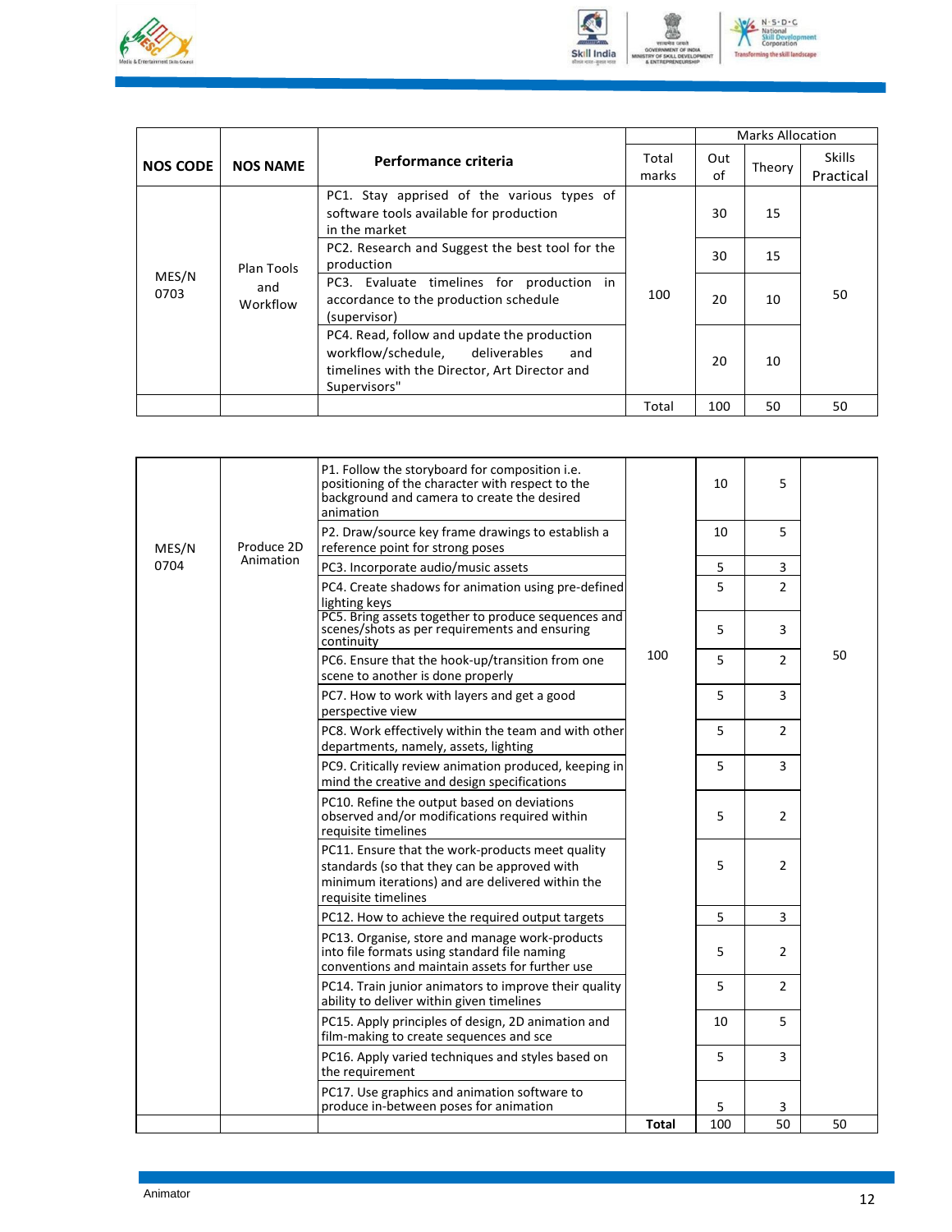| NOS CODE | NOS NAME | Performance criteria | Total marks | Marks Allocation | | |
|---|---|---|---|---|---|---|
| | | | | Out of | Theory | Skills Practical |
| MES/N 0703 | Plan Tools and Workflow | PC1. Stay apprised of the various types of software tools available for production in the market | 100 | 30 | 15 | 50 |
| | | PC2. Research and Suggest the best tool for the production | | 30 | 15 | |
| | | PC3. Evaluate timelines for production in accordance to the production schedule (supervisor) | | 20 | 10 | |
| | | PC4. Read, follow and update the production workflow/schedule, deliverables and timelines with the Director, Art Director and Supervisors" | | 20 | 10 | |
| | | | Total | 100 | 50 | 50 |

| | | | | | | |
|---|---|---|---|---|---|---|
| MES/N 0704 | Produce 2D Animation | P1. Follow the storyboard for composition i.e. positioning of the character with respect to the background and camera to create the desired animation | 100 | 10 | 5 | 50 |
| | | P2. Draw/source key frame drawings to establish a reference point for strong poses | | 10 | 5 | |
| | | PC3. Incorporate audio/music assets | | 5 | 3 | |
| | | PC4. Create shadows for animation using pre-defined lighting keys | | 5 | 2 | |
| | | PC5. Bring assets together to produce sequences and scenes/shots as per requirements and ensuring continuity | | 5 | 3 | |
| | | PC6. Ensure that the hook-up/transition from one scene to another is done properly | | 5 | 2 | |
| | | PC7. How to work with layers and get a good perspective view | | 5 | 3 | |
| | | PC8. Work effectively within the team and with other departments, namely, assets, lighting | | 5 | 2 | |
| | | PC9. Critically review animation produced, keeping in mind the creative and design specifications | | 5 | 3 | |
| | | PC10. Refine the output based on deviations observed and/or modifications required within requisite timelines | | 5 | 2 | |
| | | PC11. Ensure that the work-products meet quality standards (so that they can be approved with minimum iterations) and are delivered within the requisite timelines | | 5 | 2 | |
| | | PC12. How to achieve the required output targets | | 5 | 3 | |
| | | PC13. Organise, store and manage work-products into file formats using standard file naming conventions and maintain assets for further use | | 5 | 2 | |
| | | PC14. Train junior animators to improve their quality ability to deliver within given timelines | | 5 | 2 | |
| | | PC15. Apply principles of design, 2D animation and film-making to create sequences and sce | | 10 | 5 | |
| | | PC16. Apply varied techniques and styles based on the requirement | | 5 | 3 | |
| | | PC17. Use graphics and animation software to produce in-between poses for animation | | 5 | 3 | |
| | | | **Total** | 100 | 50 | 50 |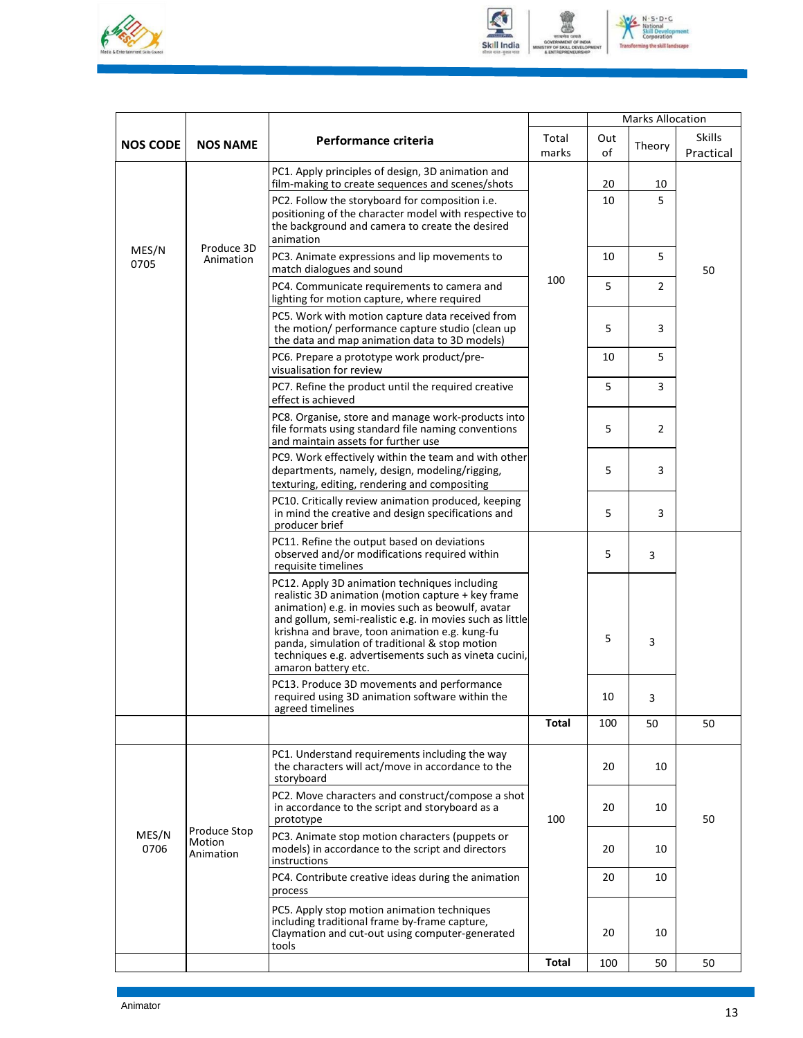| NOS CODE | NOS NAME | Performance criteria | Total marks | Marks Allocation | | |
|---|---|---|---|---|---|---|
| | | | | Out of | Theory | Skills Practical |
| MES/N 0705 | Produce 3D Animation | PC1. Apply principles of design, 3D animation and film-making to create sequences and scenes/shots | 100 | 20 | 10 | 50 |
| | | PC2. Follow the storyboard for composition i.e. positioning of the character model with respective to the background and camera to create the desired animation | | 10 | 5 | |
| | | PC3. Animate expressions and lip movements to match dialogues and sound | | 10 | 5 | |
| | | PC4. Communicate requirements to camera and lighting for motion capture, where required | | 5 | 2 | |
| | | PC5. Work with motion capture data received from the motion/ performance capture studio (clean up the data and map animation data to 3D models) | | 5 | 3 | |
| | | PC6. Prepare a prototype work product/pre-visualisation for review | | 10 | 5 | |
| | | PC7. Refine the product until the required creative effect is achieved | | 5 | 3 | |
| | | PC8. Organise, store and manage work-products into file formats using standard file naming conventions and maintain assets for further use | | 5 | 2 | |
| | | PC9. Work effectively within the team and with other departments, namely, design, modeling/rigging, texturing, editing, rendering and compositing | | 5 | 3 | |
| | | PC10. Critically review animation produced, keeping in mind the creative and design specifications and producer brief | | 5 | 3 | |
| | | PC11. Refine the output based on deviations observed and/or modifications required within requisite timelines | | 5 | 3 | |
| | | PC12. Apply 3D animation techniques including realistic 3D animation (motion capture + key frame animation) e.g. in movies such as beowulf, avatar and gollum, semi-realistic e.g. in movies such as little krishna and brave, toon animation e.g. kung-fu panda, simulation of traditional & stop motion techniques e.g. advertisements such as vineta cucini, amaron battery etc. | | 5 | 3 | |
| | | PC13. Produce 3D movements and performance required using 3D animation software within the agreed timelines | | 10 | 3 | |
| | | | Total | 100 | 50 | 50 |
| MES/N 0706 | Produce Stop Motion Animation | PC1. Understand requirements including the way the characters will act/move in accordance to the storyboard | 100 | 20 | 10 | 50 |
| | | PC2. Move characters and construct/compose a shot in accordance to the script and storyboard as a prototype | | 20 | 10 | |
| | | PC3. Animate stop motion characters (puppets or models) in accordance to the script and directors instructions | | 20 | 10 | |
| | | PC4. Contribute creative ideas during the animation process | | 20 | 10 | |
| | | PC5. Apply stop motion animation techniques including traditional frame by-frame capture, Claymation and cut-out using computer-generated tools | | 20 | 10 | |
| | | | Total | 100 | 50 | 50 |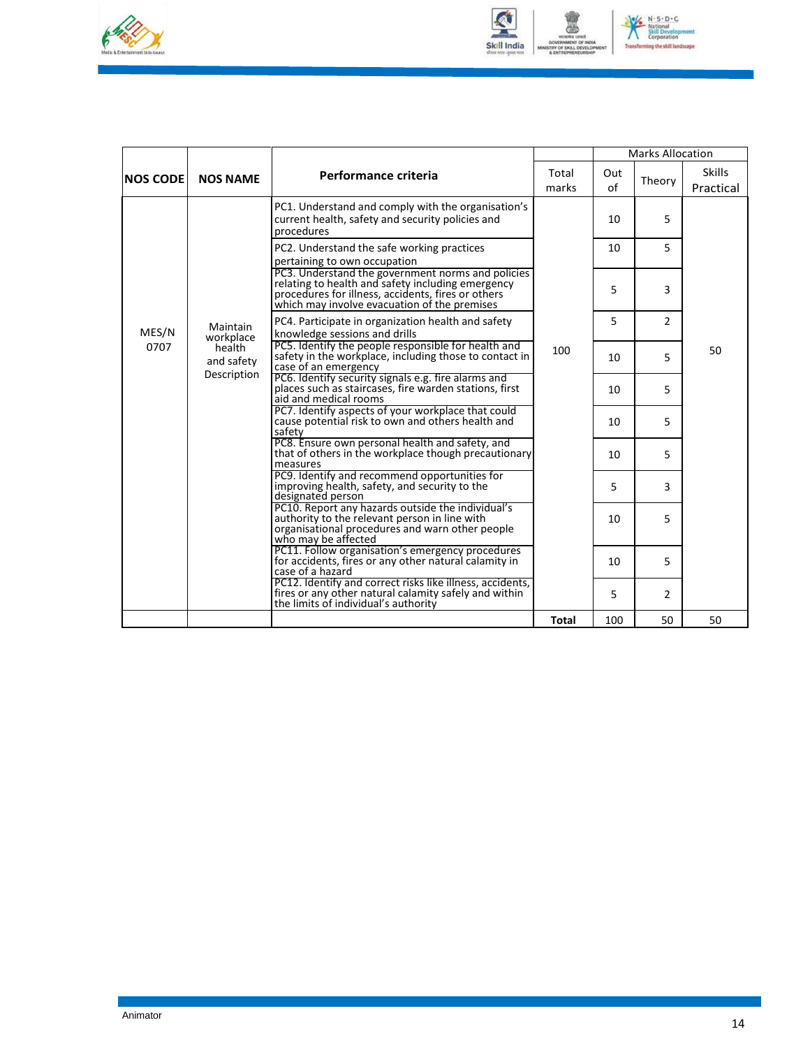| NOS CODE | NOS NAME | Performance criteria | Total marks | Marks Allocation | | |
|---|---|---|---|---|---|---|
| | | | | Out of | Theory | Skills Practical |
| MES/N 0707 | Maintain workplace health and safety Description | PC1. Understand and comply with the organisation's current health, safety and security policies and procedures | 100 | 10 | 5 | 50 |
| | | PC2. Understand the safe working practices pertaining to own occupation | | 10 | 5 | |
| | | PC3. Understand the government norms and policies relating to health and safety including emergency procedures for illness, accidents, fires or others which may involve evacuation of the premises | | 5 | 3 | |
| | | PC4. Participate in organization health and safety knowledge sessions and drills | | 5 | 2 | |
| | | PC5. Identify the people responsible for health and safety in the workplace, including those to contact in case of an emergency | | 10 | 5 | |
| | | PC6. Identify security signals e.g. fire alarms and places such as staircases, fire warden stations, first aid and medical rooms | | 10 | 5 | |
| | | PC7. Identify aspects of your workplace that could cause potential risk to own and others health and safety | | 10 | 5 | |
| | | PC8. Ensure own personal health and safety, and that of others in the workplace though precautionary measures | | 10 | 5 | |
| | | PC9. Identify and recommend opportunities for improving health, safety, and security to the designated person | | 5 | 3 | |
| | | PC10. Report any hazards outside the individual's authority to the relevant person in line with organisational procedures and warn other people who may be affected | | 10 | 5 | |
| | | PC11. Follow organisation's emergency procedures for accidents, fires or any other natural calamity in case of a hazard | | 10 | 5 | |
| | | PC12. Identify and correct risks like illness, accidents, fires or any other natural calamity safely and within the limits of individual's authority | | 5 | 2 | |
| | | | **Total** | 100 | 50 | 50 |